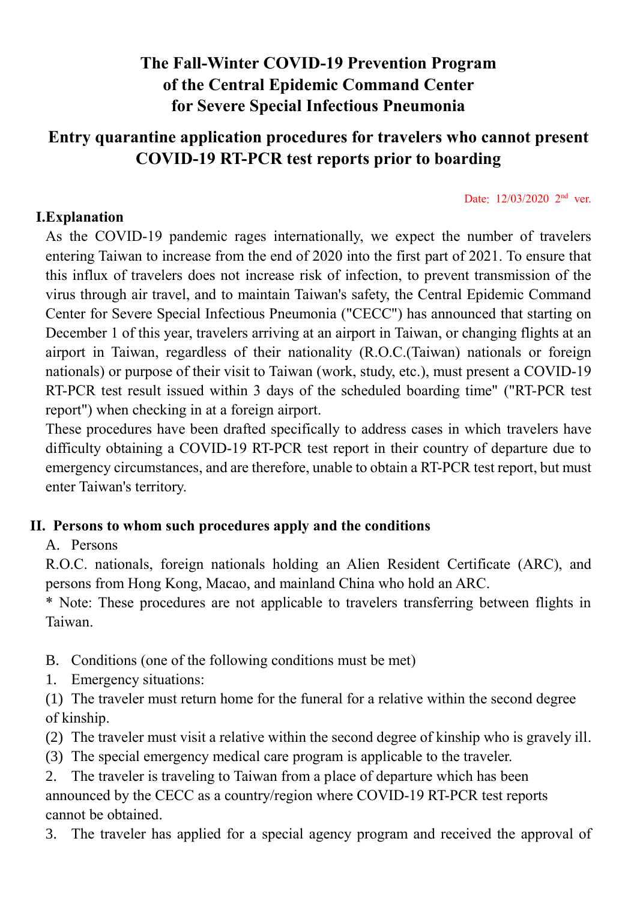# The Fall-Winter COVID-19 Prevention Program of the Central Epidemic Command Center for Severe Special Infectious Pneumonia

## Entry quarantine application procedures for travelers who cannot present COVID-19 RT-PCR test reports prior to boarding

Date: 12/03/2020 2nd ver.

### I. Explanation

As the COVID-19 pandemic rages internationally, we expect the number of travelers entering Taiwan to increase from the end of 2020 into the first part of 2021. To ensure that this influx of travelers does not increase risk of infection, to prevent transmission of the virus through air travel, and to maintain Taiwan's safety, the Central Epidemic Command Center for Severe Special Infectious Pneumonia ("CECC") has announced that starting on December 1 of this year, travelers arriving at an airport in Taiwan, or changing flights at an airport in Taiwan, regardless of their nationality (R.O.C.(Taiwan) nationals or foreign nationals) or purpose of their visit to Taiwan (work, study, etc.), must present a COVID-19 RT-PCR test result issued within 3 days of the scheduled boarding time" ("RT-PCR test report") when checking in at a foreign airport.

These procedures have been drafted specifically to address cases in which travelers have difficulty obtaining a COVID-19 RT-PCR test report in their country of departure due to emergency circumstances, and are therefore, unable to obtain a RT-PCR test report, but must enter Taiwan's territory.

### II. Persons to whom such procedures apply and the conditions

A. Persons

R.O.C. nationals, foreign nationals holding an Alien Resident Certificate (ARC), and persons from Hong Kong, Macao, and mainland China who hold an ARC.

* Note: These procedures are not applicable to travelers transferring between flights in Taiwan.

B. Conditions (one of the following conditions must be met)

1. Emergency situations:

(1) The traveler must return home for the funeral for a relative within the second degree of kinship.

(2) The traveler must visit a relative within the second degree of kinship who is gravely ill.

(3) The special emergency medical care program is applicable to the traveler.

2. The traveler is traveling to Taiwan from a place of departure which has been announced by the CECC as a country/region where COVID-19 RT-PCR test reports cannot be obtained.

3. The traveler has applied for a special agency program and received the approval of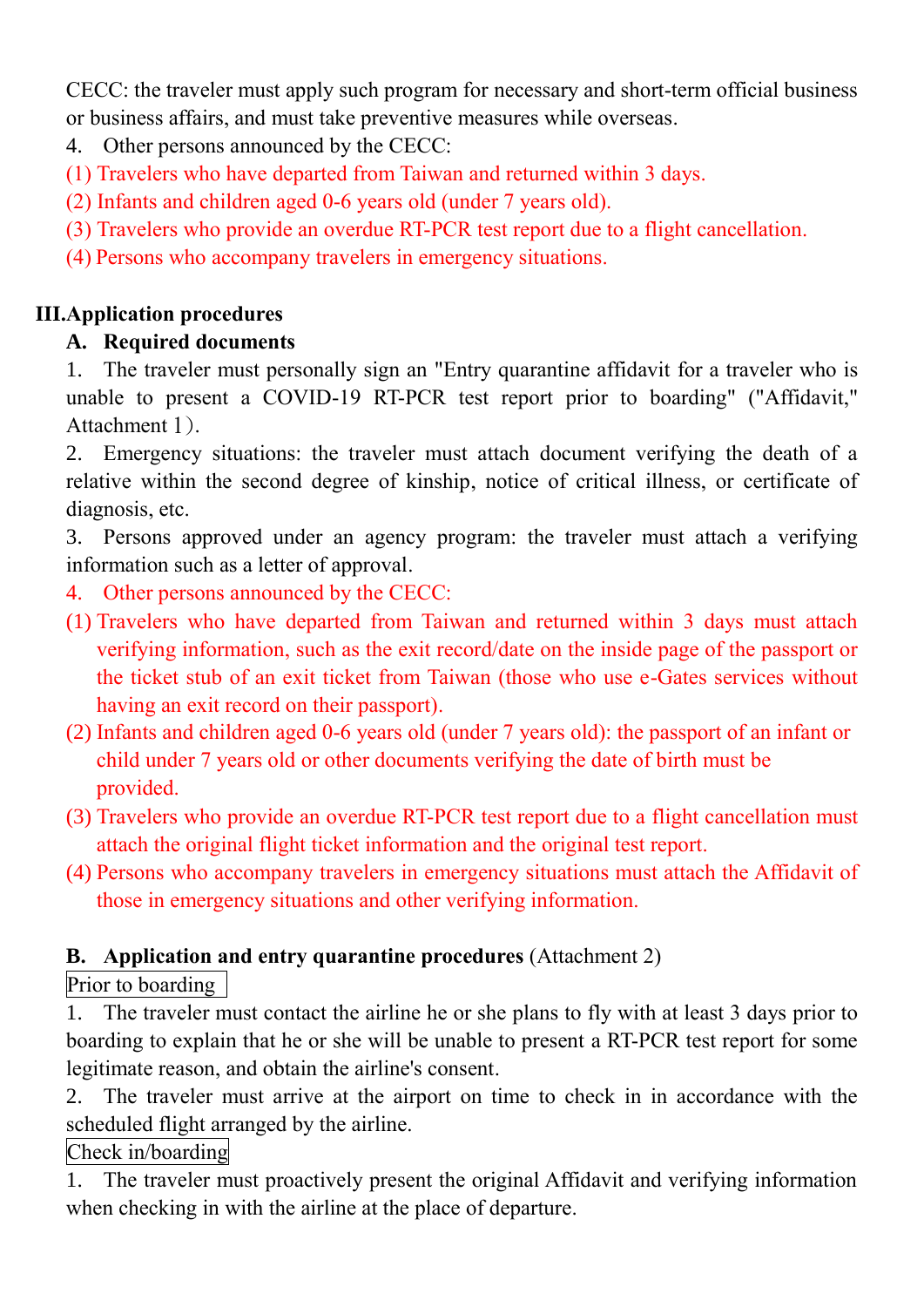CECC: the traveler must apply such program for necessary and short-term official business or business affairs, and must take preventive measures while overseas.

4. Other persons announced by the CECC:

(1) Travelers who have departed from Taiwan and returned within 3 days.

(2) Infants and children aged 0-6 years old (under 7 years old).

(3) Travelers who provide an overdue RT-PCR test report due to a flight cancellation.

(4) Persons who accompany travelers in emergency situations.

## III. Application procedures

### A. Required documents

1. The traveler must personally sign an "Entry quarantine affidavit for a traveler who is unable to present a COVID-19 RT-PCR test report prior to boarding" ("Affidavit," Attachment 1).
2. Emergency situations: the traveler must attach document verifying the death of a relative within the second degree of kinship, notice of critical illness, or certificate of diagnosis, etc.
3. Persons approved under an agency program: the traveler must attach a verifying information such as a letter of approval.
4. Other persons announced by the CECC:

(1) Travelers who have departed from Taiwan and returned within 3 days must attach verifying information, such as the exit record/date on the inside page of the passport or the ticket stub of an exit ticket from Taiwan (those who use e-Gates services without having an exit record on their passport).

(2) Infants and children aged 0-6 years old (under 7 years old): the passport of an infant or child under 7 years old or other documents verifying the date of birth must be provided.

(3) Travelers who provide an overdue RT-PCR test report due to a flight cancellation must attach the original flight ticket information and the original test report.

(4) Persons who accompany travelers in emergency situations must attach the Affidavit of those in emergency situations and other verifying information.

### B. Application and entry quarantine procedures (Attachment 2)

Prior to boarding

1. The traveler must contact the airline he or she plans to fly with at least 3 days prior to boarding to explain that he or she will be unable to present a RT-PCR test report for some legitimate reason, and obtain the airline's consent.
2. The traveler must arrive at the airport on time to check in in accordance with the scheduled flight arranged by the airline.

Check in/boarding

1. The traveler must proactively present the original Affidavit and verifying information when checking in with the airline at the place of departure.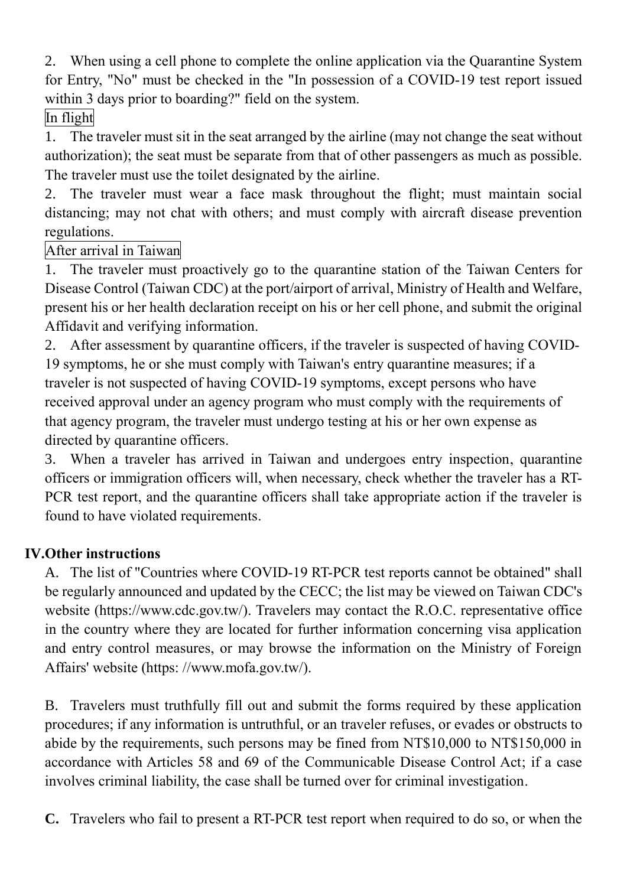2. When using a cell phone to complete the online application via the Quarantine System for Entry, "No" must be checked in the "In possession of a COVID-19 test report issued within 3 days prior to boarding?" field on the system.

In flight

1. The traveler must sit in the seat arranged by the airline (may not change the seat without authorization); the seat must be separate from that of other passengers as much as possible. The traveler must use the toilet designated by the airline.
2. The traveler must wear a face mask throughout the flight; must maintain social distancing; may not chat with others; and must comply with aircraft disease prevention regulations.

After arrival in Taiwan

1. The traveler must proactively go to the quarantine station of the Taiwan Centers for Disease Control (Taiwan CDC) at the port/airport of arrival, Ministry of Health and Welfare, present his or her health declaration receipt on his or her cell phone, and submit the original Affidavit and verifying information.
2. After assessment by quarantine officers, if the traveler is suspected of having COVID-19 symptoms, he or she must comply with Taiwan's entry quarantine measures; if a traveler is not suspected of having COVID-19 symptoms, except persons who have received approval under an agency program who must comply with the requirements of that agency program, the traveler must undergo testing at his or her own expense as directed by quarantine officers.
3. When a traveler has arrived in Taiwan and undergoes entry inspection, quarantine officers or immigration officers will, when necessary, check whether the traveler has a RT-PCR test report, and the quarantine officers shall take appropriate action if the traveler is found to have violated requirements.

## IV. Other instructions

A. The list of "Countries where COVID-19 RT-PCR test reports cannot be obtained" shall be regularly announced and updated by the CECC; the list may be viewed on Taiwan CDC's website (https://www.cdc.gov.tw/). Travelers may contact the R.O.C. representative office in the country where they are located for further information concerning visa application and entry control measures, or may browse the information on the Ministry of Foreign Affairs' website (https: //www.mofa.gov.tw/).

B. Travelers must truthfully fill out and submit the forms required by these application procedures; if any information is untruthful, or an traveler refuses, or evades or obstructs to abide by the requirements, such persons may be fined from NT$10,000 to NT$150,000 in accordance with Articles 58 and 69 of the Communicable Disease Control Act; if a case involves criminal liability, the case shall be turned over for criminal investigation.

**C.** Travelers who fail to present a RT-PCR test report when required to do so, or when the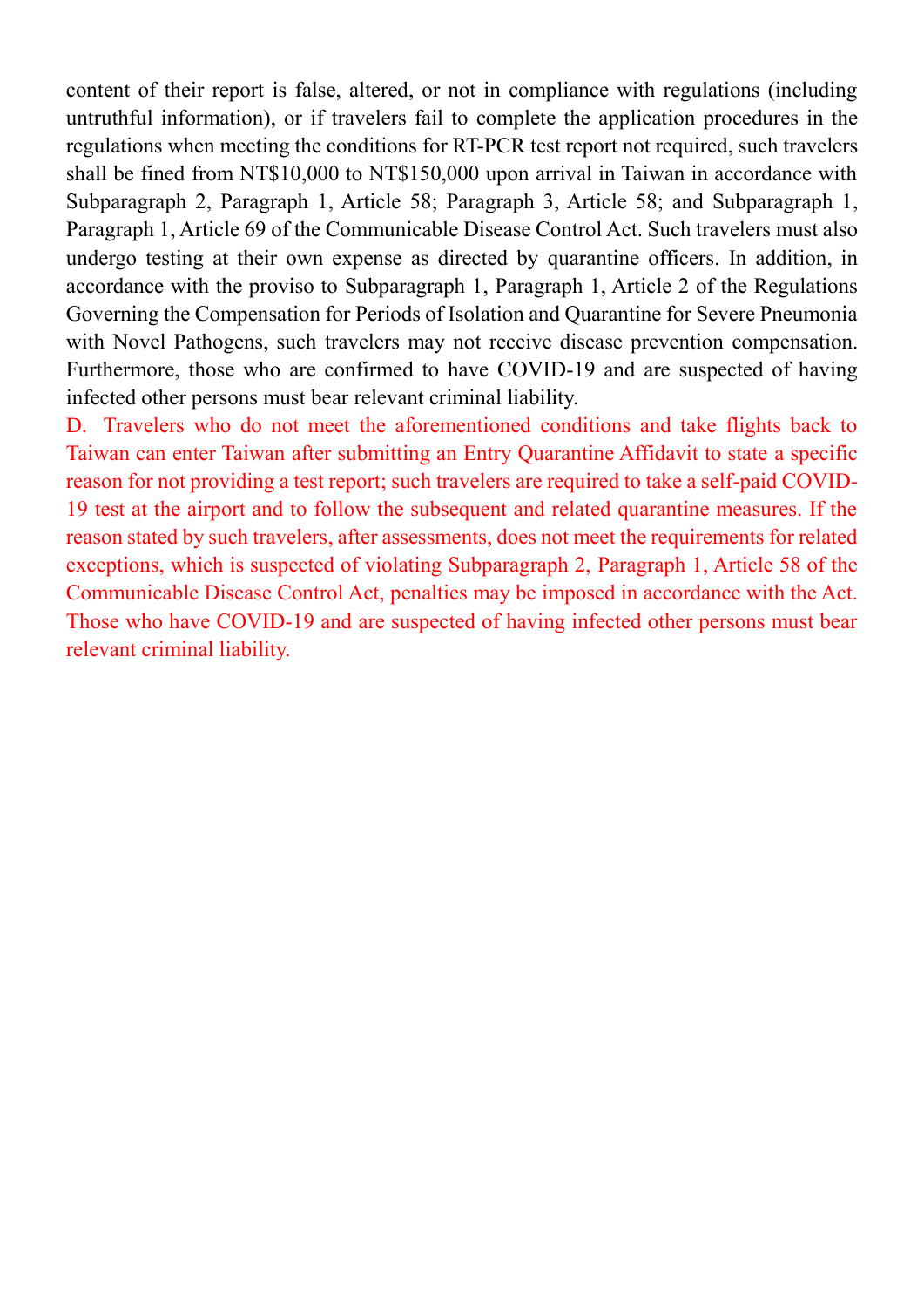content of their report is false, altered, or not in compliance with regulations (including untruthful information), or if travelers fail to complete the application procedures in the regulations when meeting the conditions for RT-PCR test report not required, such travelers shall be fined from NT$10,000 to NT$150,000 upon arrival in Taiwan in accordance with Subparagraph 2, Paragraph 1, Article 58; Paragraph 3, Article 58; and Subparagraph 1, Paragraph 1, Article 69 of the Communicable Disease Control Act. Such travelers must also undergo testing at their own expense as directed by quarantine officers. In addition, in accordance with the proviso to Subparagraph 1, Paragraph 1, Article 2 of the Regulations Governing the Compensation for Periods of Isolation and Quarantine for Severe Pneumonia with Novel Pathogens, such travelers may not receive disease prevention compensation. Furthermore, those who are confirmed to have COVID-19 and are suspected of having infected other persons must bear relevant criminal liability.

D. Travelers who do not meet the aforementioned conditions and take flights back to Taiwan can enter Taiwan after submitting an Entry Quarantine Affidavit to state a specific reason for not providing a test report; such travelers are required to take a self-paid COVID-19 test at the airport and to follow the subsequent and related quarantine measures. If the reason stated by such travelers, after assessments, does not meet the requirements for related exceptions, which is suspected of violating Subparagraph 2, Paragraph 1, Article 58 of the Communicable Disease Control Act, penalties may be imposed in accordance with the Act. Those who have COVID-19 and are suspected of having infected other persons must bear relevant criminal liability.